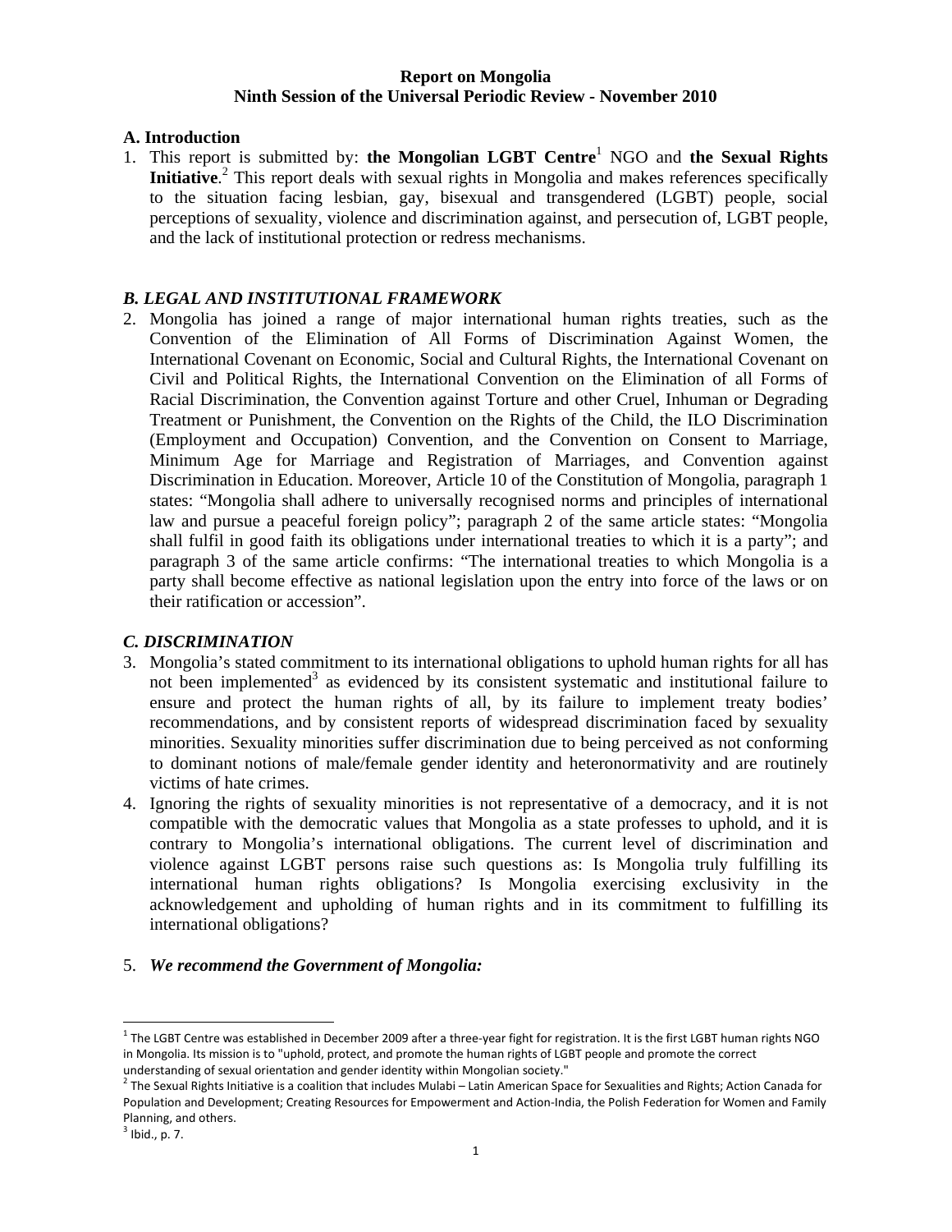**Report on Mongolia**
**Ninth Session of the Universal Periodic Review - November 2010**

## A. Introduction

1. This report is submitted by: **the Mongolian LGBT Centre**[1] NGO and **the Sexual Rights Initiative**.[2] This report deals with sexual rights in Mongolia and makes references specifically to the situation facing lesbian, gay, bisexual and transgendered (LGBT) people, social perceptions of sexuality, violence and discrimination against, and persecution of, LGBT people, and the lack of institutional protection or redress mechanisms.

## *B. LEGAL AND INSTITUTIONAL FRAMEWORK*

2. Mongolia has joined a range of major international human rights treaties, such as the Convention of the Elimination of All Forms of Discrimination Against Women, the International Covenant on Economic, Social and Cultural Rights, the International Covenant on Civil and Political Rights, the International Convention on the Elimination of all Forms of Racial Discrimination, the Convention against Torture and other Cruel, Inhuman or Degrading Treatment or Punishment, the Convention on the Rights of the Child, the ILO Discrimination (Employment and Occupation) Convention, and the Convention on Consent to Marriage, Minimum Age for Marriage and Registration of Marriages, and Convention against Discrimination in Education. Moreover, Article 10 of the Constitution of Mongolia, paragraph 1 states: "Mongolia shall adhere to universally recognised norms and principles of international law and pursue a peaceful foreign policy"; paragraph 2 of the same article states: "Mongolia shall fulfil in good faith its obligations under international treaties to which it is a party"; and paragraph 3 of the same article confirms: "The international treaties to which Mongolia is a party shall become effective as national legislation upon the entry into force of the laws or on their ratification or accession".

## *C. DISCRIMINATION*

3. Mongolia's stated commitment to its international obligations to uphold human rights for all has not been implemented[3] as evidenced by its consistent systematic and institutional failure to ensure and protect the human rights of all, by its failure to implement treaty bodies' recommendations, and by consistent reports of widespread discrimination faced by sexuality minorities. Sexuality minorities suffer discrimination due to being perceived as not conforming to dominant notions of male/female gender identity and heteronormativity and are routinely victims of hate crimes.
4. Ignoring the rights of sexuality minorities is not representative of a democracy, and it is not compatible with the democratic values that Mongolia as a state professes to uphold, and it is contrary to Mongolia's international obligations. The current level of discrimination and violence against LGBT persons raise such questions as: Is Mongolia truly fulfilling its international human rights obligations? Is Mongolia exercising exclusivity in the acknowledgement and upholding of human rights and in its commitment to fulfilling its international obligations?
5. ***We recommend the Government of Mongolia:***

---

[1] The LGBT Centre was established in December 2009 after a three-year fight for registration. It is the first LGBT human rights NGO in Mongolia. Its mission is to "uphold, protect, and promote the human rights of LGBT people and promote the correct understanding of sexual orientation and gender identity within Mongolian society."

[2] The Sexual Rights Initiative is a coalition that includes Mulabi – Latin American Space for Sexualities and Rights; Action Canada for Population and Development; Creating Resources for Empowerment and Action-India, the Polish Federation for Women and Family Planning, and others.

[3] Ibid., p. 7.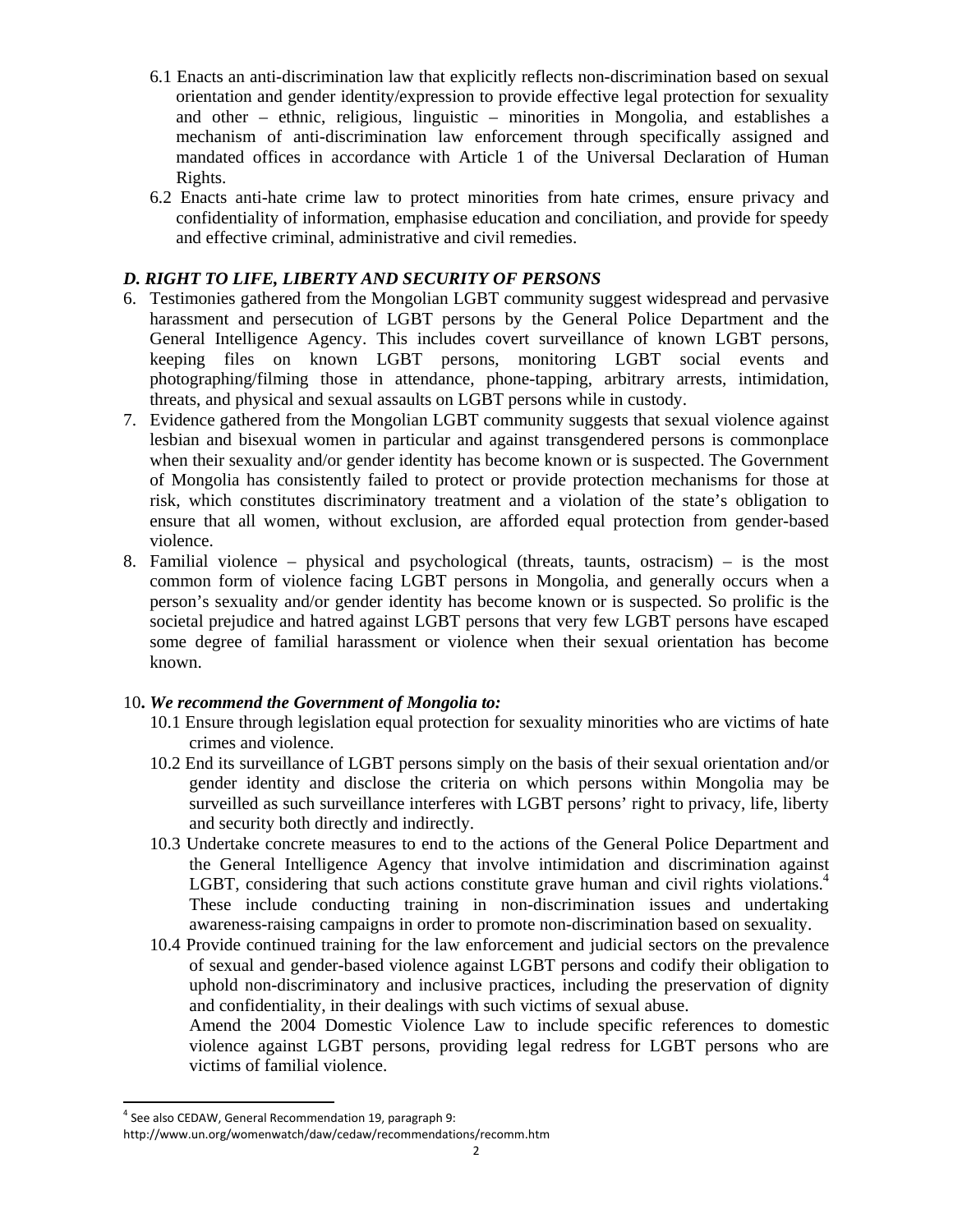6.1 Enacts an anti-discrimination law that explicitly reflects non-discrimination based on sexual orientation and gender identity/expression to provide effective legal protection for sexuality and other – ethnic, religious, linguistic – minorities in Mongolia, and establishes a mechanism of anti-discrimination law enforcement through specifically assigned and mandated offices in accordance with Article 1 of the Universal Declaration of Human Rights.

6.2 Enacts anti-hate crime law to protect minorities from hate crimes, ensure privacy and confidentiality of information, emphasise education and conciliation, and provide for speedy and effective criminal, administrative and civil remedies.

### *D. RIGHT TO LIFE, LIBERTY AND SECURITY OF PERSONS*

6. Testimonies gathered from the Mongolian LGBT community suggest widespread and pervasive harassment and persecution of LGBT persons by the General Police Department and the General Intelligence Agency. This includes covert surveillance of known LGBT persons, keeping files on known LGBT persons, monitoring LGBT social events and photographing/filming those in attendance, phone-tapping, arbitrary arrests, intimidation, threats, and physical and sexual assaults on LGBT persons while in custody.
7. Evidence gathered from the Mongolian LGBT community suggests that sexual violence against lesbian and bisexual women in particular and against transgendered persons is commonplace when their sexuality and/or gender identity has become known or is suspected. The Government of Mongolia has consistently failed to protect or provide protection mechanisms for those at risk, which constitutes discriminatory treatment and a violation of the state's obligation to ensure that all women, without exclusion, are afforded equal protection from gender-based violence.
8. Familial violence – physical and psychological (threats, taunts, ostracism) – is the most common form of violence facing LGBT persons in Mongolia, and generally occurs when a person's sexuality and/or gender identity has become known or is suspected. So prolific is the societal prejudice and hatred against LGBT persons that very few LGBT persons have escaped some degree of familial harassment or violence when their sexual orientation has become known.

10***. We recommend the Government of Mongolia to:***

10.1 Ensure through legislation equal protection for sexuality minorities who are victims of hate crimes and violence.

10.2 End its surveillance of LGBT persons simply on the basis of their sexual orientation and/or gender identity and disclose the criteria on which persons within Mongolia may be surveilled as such surveillance interferes with LGBT persons' right to privacy, life, liberty and security both directly and indirectly.

10.3 Undertake concrete measures to end to the actions of the General Police Department and the General Intelligence Agency that involve intimidation and discrimination against LGBT, considering that such actions constitute grave human and civil rights violations.[4] These include conducting training in non-discrimination issues and undertaking awareness-raising campaigns in order to promote non-discrimination based on sexuality.

10.4 Provide continued training for the law enforcement and judicial sectors on the prevalence of sexual and gender-based violence against LGBT persons and codify their obligation to uphold non-discriminatory and inclusive practices, including the preservation of dignity and confidentiality, in their dealings with such victims of sexual abuse.

Amend the 2004 Domestic Violence Law to include specific references to domestic violence against LGBT persons, providing legal redress for LGBT persons who are victims of familial violence.

---

[4] See also CEDAW, General Recommendation 19, paragraph 9: http://www.un.org/womenwatch/daw/cedaw/recommendations/recomm.htm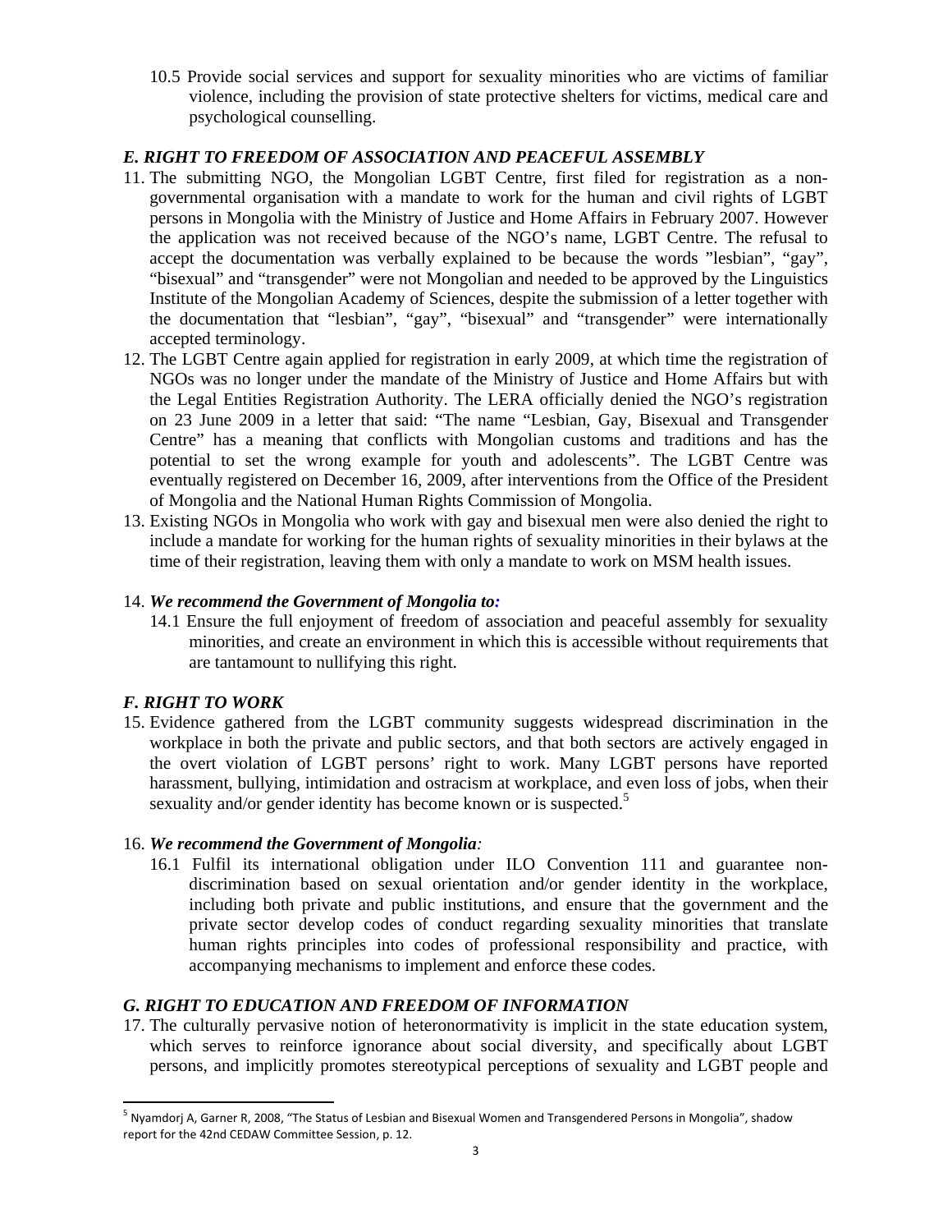10.5 Provide social services and support for sexuality minorities who are victims of familiar violence, including the provision of state protective shelters for victims, medical care and psychological counselling.

### *E. RIGHT TO FREEDOM OF ASSOCIATION AND PEACEFUL ASSEMBLY*

11. The submitting NGO, the Mongolian LGBT Centre, first filed for registration as a non-governmental organisation with a mandate to work for the human and civil rights of LGBT persons in Mongolia with the Ministry of Justice and Home Affairs in February 2007. However the application was not received because of the NGO's name, LGBT Centre. The refusal to accept the documentation was verbally explained to be because the words "lesbian", "gay", "bisexual" and "transgender" were not Mongolian and needed to be approved by the Linguistics Institute of the Mongolian Academy of Sciences, despite the submission of a letter together with the documentation that "lesbian", "gay", "bisexual" and "transgender" were internationally accepted terminology.
12. The LGBT Centre again applied for registration in early 2009, at which time the registration of NGOs was no longer under the mandate of the Ministry of Justice and Home Affairs but with the Legal Entities Registration Authority. The LERA officially denied the NGO's registration on 23 June 2009 in a letter that said: "The name "Lesbian, Gay, Bisexual and Transgender Centre" has a meaning that conflicts with Mongolian customs and traditions and has the potential to set the wrong example for youth and adolescents". The LGBT Centre was eventually registered on December 16, 2009, after interventions from the Office of the President of Mongolia and the National Human Rights Commission of Mongolia.
13. Existing NGOs in Mongolia who work with gay and bisexual men were also denied the right to include a mandate for working for the human rights of sexuality minorities in their bylaws at the time of their registration, leaving them with only a mandate to work on MSM health issues.
14. ***We recommend the Government of Mongolia to:***

    14.1 Ensure the full enjoyment of freedom of association and peaceful assembly for sexuality minorities, and create an environment in which this is accessible without requirements that are tantamount to nullifying this right.

### *F. RIGHT TO WORK*

15. Evidence gathered from the LGBT community suggests widespread discrimination in the workplace in both the private and public sectors, and that both sectors are actively engaged in the overt violation of LGBT persons' right to work. Many LGBT persons have reported harassment, bullying, intimidation and ostracism at workplace, and even loss of jobs, when their sexuality and/or gender identity has become known or is suspected.[5]
16. ***We recommend the Government of Mongolia:***

    16.1 Fulfil its international obligation under ILO Convention 111 and guarantee non-discrimination based on sexual orientation and/or gender identity in the workplace, including both private and public institutions, and ensure that the government and the private sector develop codes of conduct regarding sexuality minorities that translate human rights principles into codes of professional responsibility and practice, with accompanying mechanisms to implement and enforce these codes.

### *G. RIGHT TO EDUCATION AND FREEDOM OF INFORMATION*

17. The culturally pervasive notion of heteronormativity is implicit in the state education system, which serves to reinforce ignorance about social diversity, and specifically about LGBT persons, and implicitly promotes stereotypical perceptions of sexuality and LGBT people and

---

[5] Nyamdorj A, Garner R, 2008, "The Status of Lesbian and Bisexual Women and Transgendered Persons in Mongolia", shadow report for the 42nd CEDAW Committee Session, p. 12.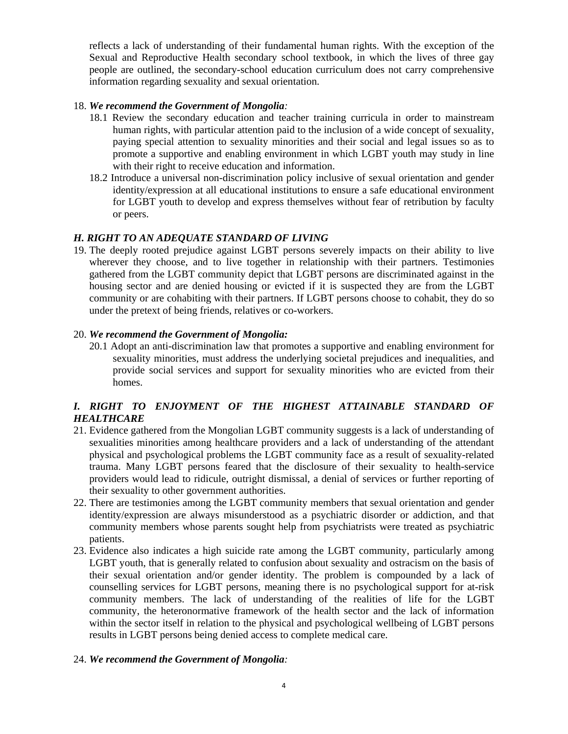reflects a lack of understanding of their fundamental human rights. With the exception of the Sexual and Reproductive Health secondary school textbook, in which the lives of three gay people are outlined, the secondary-school education curriculum does not carry comprehensive information regarding sexuality and sexual orientation.

18. ***We recommend the Government of Mongolia:***
    - 18.1 Review the secondary education and teacher training curricula in order to mainstream human rights, with particular attention paid to the inclusion of a wide concept of sexuality, paying special attention to sexuality minorities and their social and legal issues so as to promote a supportive and enabling environment in which LGBT youth may study in line with their right to receive education and information.
    - 18.2 Introduce a universal non-discrimination policy inclusive of sexual orientation and gender identity/expression at all educational institutions to ensure a safe educational environment for LGBT youth to develop and express themselves without fear of retribution by faculty or peers.

### *H. RIGHT TO AN ADEQUATE STANDARD OF LIVING*

19. The deeply rooted prejudice against LGBT persons severely impacts on their ability to live wherever they choose, and to live together in relationship with their partners. Testimonies gathered from the LGBT community depict that LGBT persons are discriminated against in the housing sector and are denied housing or evicted if it is suspected they are from the LGBT community or are cohabiting with their partners. If LGBT persons choose to cohabit, they do so under the pretext of being friends, relatives or co-workers.

20. ***We recommend the Government of Mongolia:***
    - 20.1 Adopt an anti-discrimination law that promotes a supportive and enabling environment for sexuality minorities, must address the underlying societal prejudices and inequalities, and provide social services and support for sexuality minorities who are evicted from their homes.

### *I. RIGHT TO ENJOYMENT OF THE HIGHEST ATTAINABLE STANDARD OF HEALTHCARE*

21. Evidence gathered from the Mongolian LGBT community suggests is a lack of understanding of sexualities minorities among healthcare providers and a lack of understanding of the attendant physical and psychological problems the LGBT community face as a result of sexuality-related trauma. Many LGBT persons feared that the disclosure of their sexuality to health-service providers would lead to ridicule, outright dismissal, a denial of services or further reporting of their sexuality to other government authorities.
22. There are testimonies among the LGBT community members that sexual orientation and gender identity/expression are always misunderstood as a psychiatric disorder or addiction, and that community members whose parents sought help from psychiatrists were treated as psychiatric patients.
23. Evidence also indicates a high suicide rate among the LGBT community, particularly among LGBT youth, that is generally related to confusion about sexuality and ostracism on the basis of their sexual orientation and/or gender identity. The problem is compounded by a lack of counselling services for LGBT persons, meaning there is no psychological support for at-risk community members. The lack of understanding of the realities of life for the LGBT community, the heteronormative framework of the health sector and the lack of information within the sector itself in relation to the physical and psychological wellbeing of LGBT persons results in LGBT persons being denied access to complete medical care.

24. ***We recommend the Government of Mongolia:***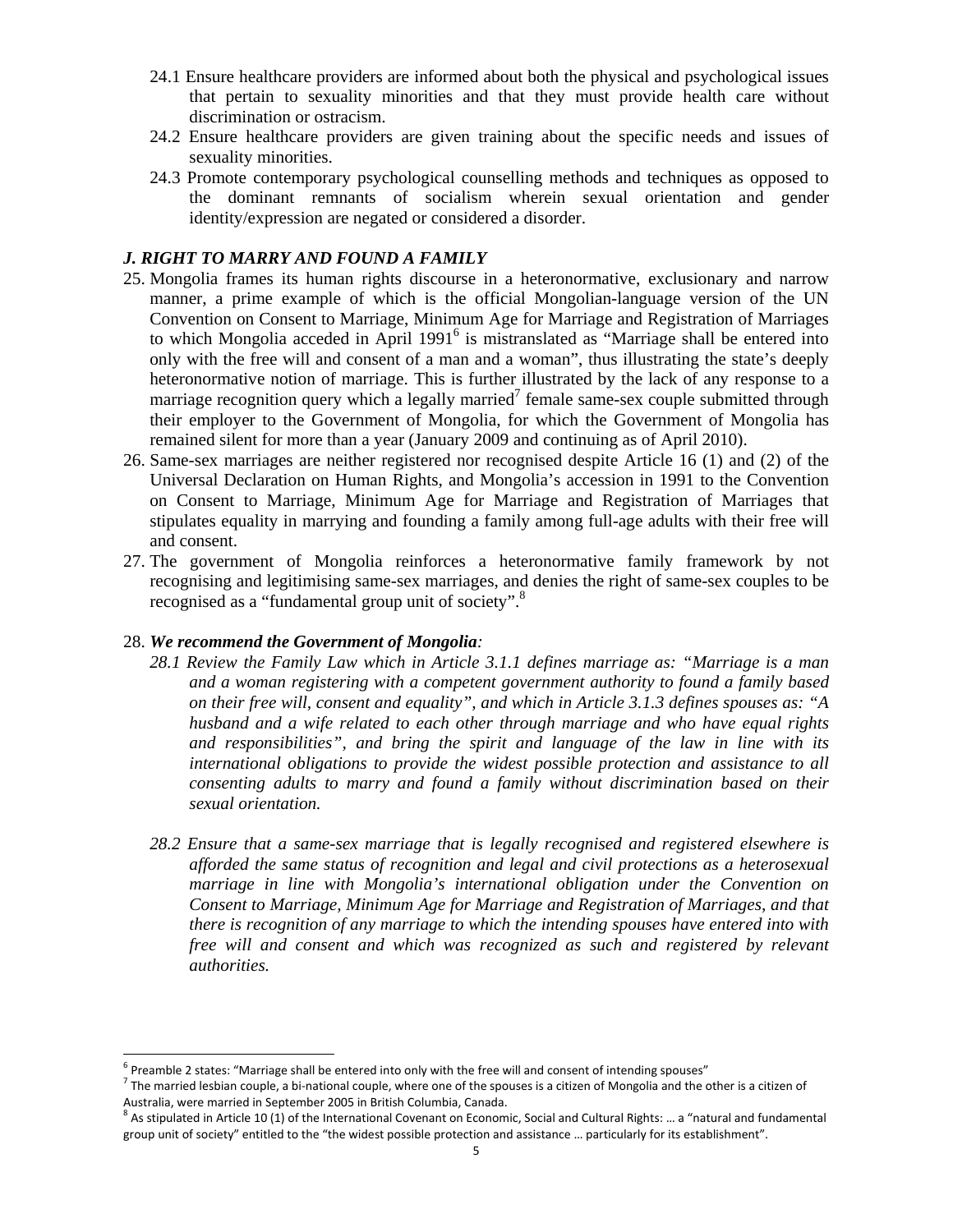24.1 Ensure healthcare providers are informed about both the physical and psychological issues that pertain to sexuality minorities and that they must provide health care without discrimination or ostracism.

24.2 Ensure healthcare providers are given training about the specific needs and issues of sexuality minorities.

24.3 Promote contemporary psychological counselling methods and techniques as opposed to the dominant remnants of socialism wherein sexual orientation and gender identity/expression are negated or considered a disorder.

### *J. RIGHT TO MARRY AND FOUND A FAMILY*

25. Mongolia frames its human rights discourse in a heteronormative, exclusionary and narrow manner, a prime example of which is the official Mongolian-language version of the UN Convention on Consent to Marriage, Minimum Age for Marriage and Registration of Marriages to which Mongolia acceded in April 1991[6] is mistranslated as "Marriage shall be entered into only with the free will and consent of a man and a woman", thus illustrating the state's deeply heteronormative notion of marriage. This is further illustrated by the lack of any response to a marriage recognition query which a legally married[7] female same-sex couple submitted through their employer to the Government of Mongolia, for which the Government of Mongolia has remained silent for more than a year (January 2009 and continuing as of April 2010).

26. Same-sex marriages are neither registered nor recognised despite Article 16 (1) and (2) of the Universal Declaration on Human Rights, and Mongolia's accession in 1991 to the Convention on Consent to Marriage, Minimum Age for Marriage and Registration of Marriages that stipulates equality in marrying and founding a family among full-age adults with their free will and consent.

27. The government of Mongolia reinforces a heteronormative family framework by not recognising and legitimising same-sex marriages, and denies the right of same-sex couples to be recognised as a "fundamental group unit of society".[8]

28. ***We recommend the Government of Mongolia:***

*28.1 Review the Family Law which in Article 3.1.1 defines marriage as: "Marriage is a man and a woman registering with a competent government authority to found a family based on their free will, consent and equality", and which in Article 3.1.3 defines spouses as: "A husband and a wife related to each other through marriage and who have equal rights and responsibilities", and bring the spirit and language of the law in line with its international obligations to provide the widest possible protection and assistance to all consenting adults to marry and found a family without discrimination based on their sexual orientation.*

*28.2 Ensure that a same-sex marriage that is legally recognised and registered elsewhere is afforded the same status of recognition and legal and civil protections as a heterosexual marriage in line with Mongolia's international obligation under the Convention on Consent to Marriage, Minimum Age for Marriage and Registration of Marriages, and that there is recognition of any marriage to which the intending spouses have entered into with free will and consent and which was recognized as such and registered by relevant authorities.*

---

[6] Preamble 2 states: "Marriage shall be entered into only with the free will and consent of intending spouses"

[7] The married lesbian couple, a bi-national couple, where one of the spouses is a citizen of Mongolia and the other is a citizen of Australia, were married in September 2005 in British Columbia, Canada.

[8] As stipulated in Article 10 (1) of the International Covenant on Economic, Social and Cultural Rights: … a "natural and fundamental group unit of society" entitled to the "the widest possible protection and assistance … particularly for its establishment".